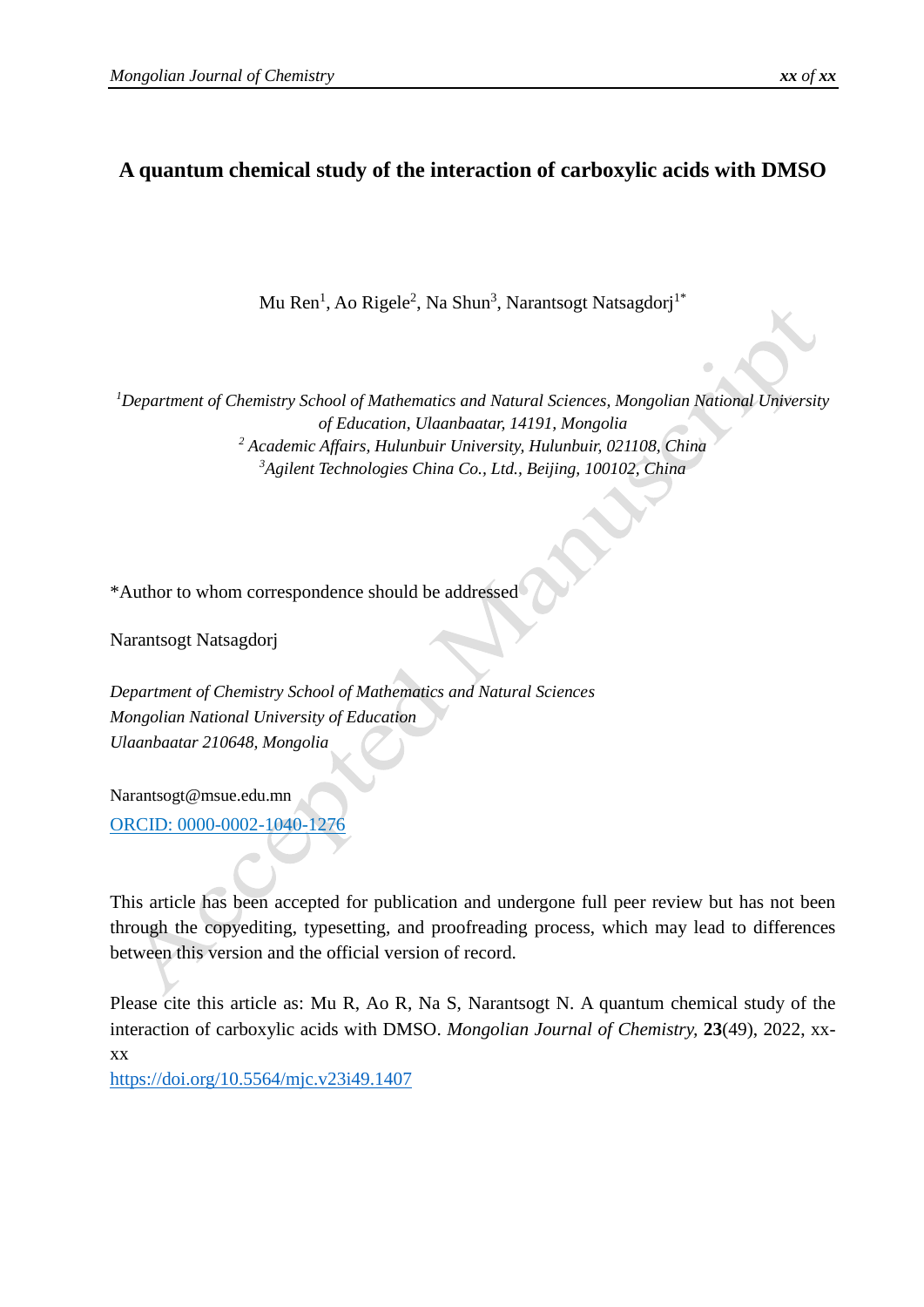# A quantum chemical study of the interaction of carboxylic acids with DMSO

Mu Ren[1], Ao Rigele[2], Na Shun[3], Narantsogt Natsagdorj[1*]

[1]*Department of Chemistry School of Mathematics and Natural Sciences, Mongolian National University of Education, Ulaanbaatar, 14191, Mongolia*
[2] *Academic Affairs, Hulunbuir University, Hulunbuir, 021108, China*
[3]*Agilent Technologies China Co., Ltd., Beijing, 100102, China*

*Author to whom correspondence should be addressed

Narantsogt Natsagdorj

*Department of Chemistry School of Mathematics and Natural Sciences*
*Mongolian National University of Education*
*Ulaanbaatar 210648, Mongolia*

Narantsogt@msue.edu.mn
[ORCID: 0000-0002-1040-1276](https://orcid.org/0000-0002-1040-1276)

This article has been accepted for publication and undergone full peer review but has not been through the copyediting, typesetting, and proofreading process, which may lead to differences between this version and the official version of record.

Please cite this article as: Mu R, Ao R, Na S, Narantsogt N. A quantum chemical study of the interaction of carboxylic acids with DMSO. *Mongolian Journal of Chemistry*, **23**(49), 2022, xx-xx
[https://doi.org/10.5564/mjc.v23i49.1407](https://doi.org/10.5564/mjc.v23i49.1407)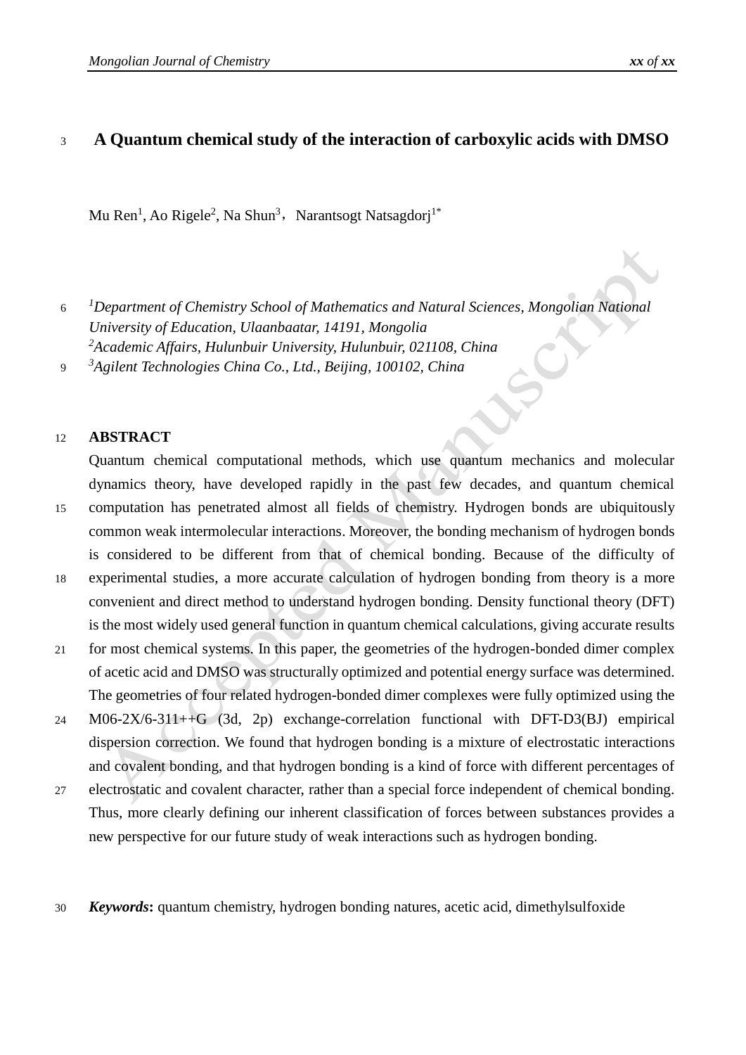# A Quantum chemical study of the interaction of carboxylic acids with DMSO

Mu Ren[1], Ao Rigele[2], Na Shun[3]，Narantsogt Natsagdorj[1*]

[1]*Department of Chemistry School of Mathematics and Natural Sciences, Mongolian National University of Education, Ulaanbaatar, 14191, Mongolia*
[2]*Academic Affairs, Hulunbuir University, Hulunbuir, 021108, China*
[3]*Agilent Technologies China Co., Ltd., Beijing, 100102, China*

## ABSTRACT

Quantum chemical computational methods, which use quantum mechanics and molecular dynamics theory, have developed rapidly in the past few decades, and quantum chemical computation has penetrated almost all fields of chemistry. Hydrogen bonds are ubiquitously common weak intermolecular interactions. Moreover, the bonding mechanism of hydrogen bonds is considered to be different from that of chemical bonding. Because of the difficulty of experimental studies, a more accurate calculation of hydrogen bonding from theory is a more convenient and direct method to understand hydrogen bonding. Density functional theory (DFT) is the most widely used general function in quantum chemical calculations, giving accurate results for most chemical systems. In this paper, the geometries of the hydrogen-bonded dimer complex of acetic acid and DMSO was structurally optimized and potential energy surface was determined. The geometries of four related hydrogen-bonded dimer complexes were fully optimized using the M06-2X/6-311++G (3d, 2p) exchange-correlation functional with DFT-D3(BJ) empirical dispersion correction. We found that hydrogen bonding is a mixture of electrostatic interactions and covalent bonding, and that hydrogen bonding is a kind of force with different percentages of electrostatic and covalent character, rather than a special force independent of chemical bonding. Thus, more clearly defining our inherent classification of forces between substances provides a new perspective for our future study of weak interactions such as hydrogen bonding.

***Keywords*:** quantum chemistry, hydrogen bonding natures, acetic acid, dimethylsulfoxide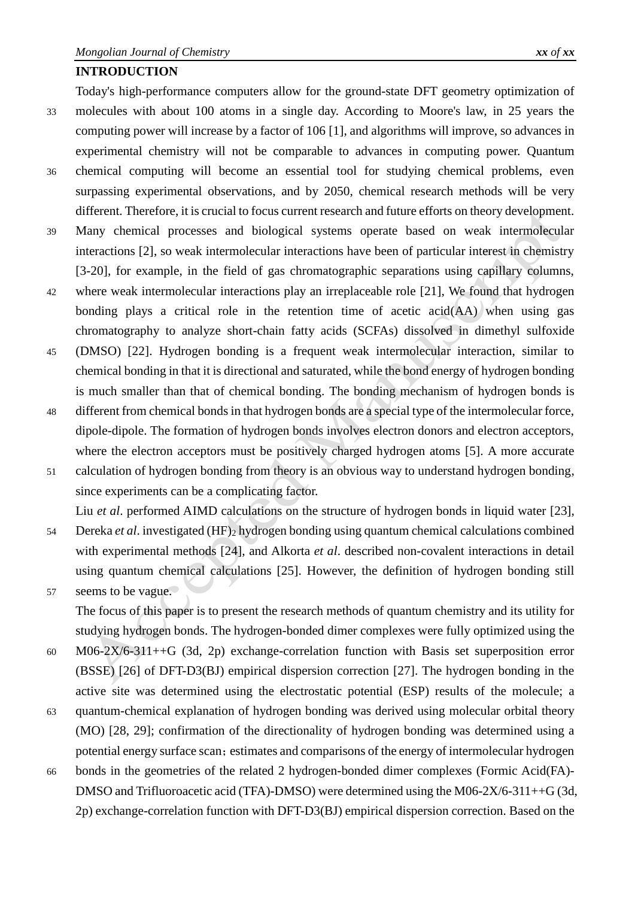## INTRODUCTION

Today's high-performance computers allow for the ground-state DFT geometry optimization of molecules with about 100 atoms in a single day. According to Moore's law, in 25 years the computing power will increase by a factor of 106 [1], and algorithms will improve, so advances in experimental chemistry will not be comparable to advances in computing power. Quantum chemical computing will become an essential tool for studying chemical problems, even surpassing experimental observations, and by 2050, chemical research methods will be very different. Therefore, it is crucial to focus current research and future efforts on theory development. Many chemical processes and biological systems operate based on weak intermolecular interactions [2], so weak intermolecular interactions have been of particular interest in chemistry [3-20], for example, in the field of gas chromatographic separations using capillary columns, where weak intermolecular interactions play an irreplaceable role [21], We found that hydrogen bonding plays a critical role in the retention time of acetic acid(AA) when using gas chromatography to analyze short-chain fatty acids (SCFAs) dissolved in dimethyl sulfoxide (DMSO) [22]. Hydrogen bonding is a frequent weak intermolecular interaction, similar to chemical bonding in that it is directional and saturated, while the bond energy of hydrogen bonding is much smaller than that of chemical bonding. The bonding mechanism of hydrogen bonds is different from chemical bonds in that hydrogen bonds are a special type of the intermolecular force, dipole-dipole. The formation of hydrogen bonds involves electron donors and electron acceptors, where the electron acceptors must be positively charged hydrogen atoms [5]. A more accurate calculation of hydrogen bonding from theory is an obvious way to understand hydrogen bonding, since experiments can be a complicating factor.

Liu *et al*. performed AIMD calculations on the structure of hydrogen bonds in liquid water [23], Dereka *et al*. investigated $(HF)_2$ hydrogen bonding using quantum chemical calculations combined with experimental methods [24], and Alkorta *et al*. described non-covalent interactions in detail using quantum chemical calculations [25]. However, the definition of hydrogen bonding still seems to be vague.

The focus of this paper is to present the research methods of quantum chemistry and its utility for studying hydrogen bonds. The hydrogen-bonded dimer complexes were fully optimized using the M06-2X/6-311++G (3d, 2p) exchange-correlation function with Basis set superposition error (BSSE) [26] of DFT-D3(BJ) empirical dispersion correction [27]. The hydrogen bonding in the active site was determined using the electrostatic potential (ESP) results of the molecule; a quantum-chemical explanation of hydrogen bonding was derived using molecular orbital theory (MO) [28, 29]; confirmation of the directionality of hydrogen bonding was determined using a potential energy surface scan；estimates and comparisons of the energy of intermolecular hydrogen bonds in the geometries of the related 2 hydrogen-bonded dimer complexes (Formic Acid(FA)-DMSO and Trifluoroacetic acid (TFA)-DMSO) were determined using the M06-2X/6-311++G (3d, 2p) exchange-correlation function with DFT-D3(BJ) empirical dispersion correction. Based on the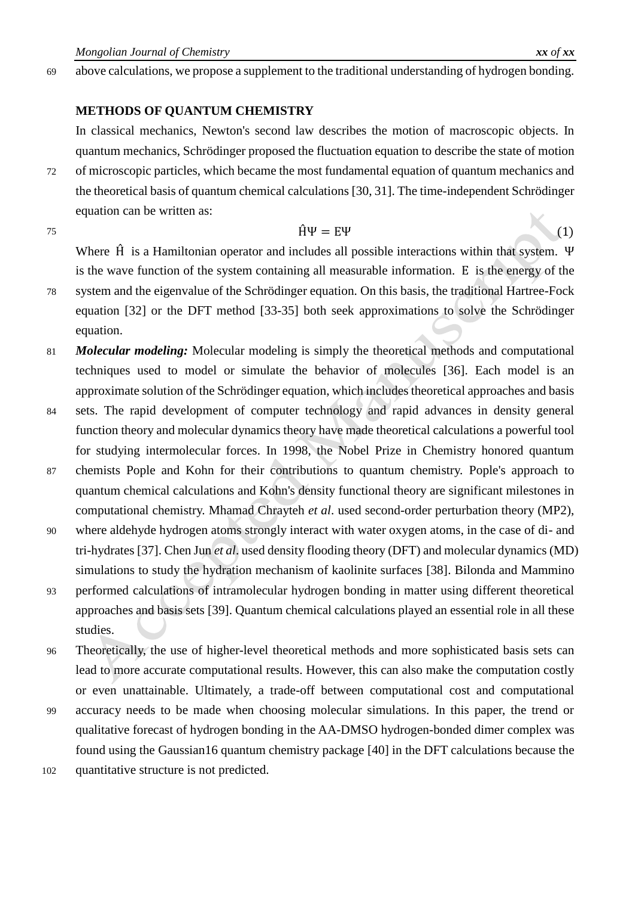above calculations, we propose a supplement to the traditional understanding of hydrogen bonding.

## METHODS OF QUANTUM CHEMISTRY

In classical mechanics, Newton's second law describes the motion of macroscopic objects. In quantum mechanics, Schrödinger proposed the fluctuation equation to describe the state of motion of microscopic particles, which became the most fundamental equation of quantum mechanics and the theoretical basis of quantum chemical calculations [30, 31]. The time-independent Schrödinger equation can be written as:

$$\hat{H}\Psi = E\Psi \tag{1}$$

Where $\hat{H}$ is a Hamiltonian operator and includes all possible interactions within that system. $\Psi$ is the wave function of the system containing all measurable information. $E$ is the energy of the system and the eigenvalue of the Schrödinger equation. On this basis, the traditional Hartree-Fock equation [32] or the DFT method [33-35] both seek approximations to solve the Schrödinger equation.

***Molecular modeling:*** Molecular modeling is simply the theoretical methods and computational techniques used to model or simulate the behavior of molecules [36]. Each model is an approximate solution of the Schrödinger equation, which includes theoretical approaches and basis sets. The rapid development of computer technology and rapid advances in density general function theory and molecular dynamics theory have made theoretical calculations a powerful tool for studying intermolecular forces. In 1998, the Nobel Prize in Chemistry honored quantum chemists Pople and Kohn for their contributions to quantum chemistry. Pople's approach to quantum chemical calculations and Kohn's density functional theory are significant milestones in computational chemistry. Mhamad Chrayteh *et al*. used second-order perturbation theory (MP2), where aldehyde hydrogen atoms strongly interact with water oxygen atoms, in the case of di- and tri-hydrates [37]. Chen Jun *et al*. used density flooding theory (DFT) and molecular dynamics (MD) simulations to study the hydration mechanism of kaolinite surfaces [38]. Bilonda and Mammino performed calculations of intramolecular hydrogen bonding in matter using different theoretical approaches and basis sets [39]. Quantum chemical calculations played an essential role in all these studies.

Theoretically, the use of higher-level theoretical methods and more sophisticated basis sets can lead to more accurate computational results. However, this can also make the computation costly or even unattainable. Ultimately, a trade-off between computational cost and computational accuracy needs to be made when choosing molecular simulations. In this paper, the trend or qualitative forecast of hydrogen bonding in the AA-DMSO hydrogen-bonded dimer complex was found using the Gaussian16 quantum chemistry package [40] in the DFT calculations because the quantitative structure is not predicted.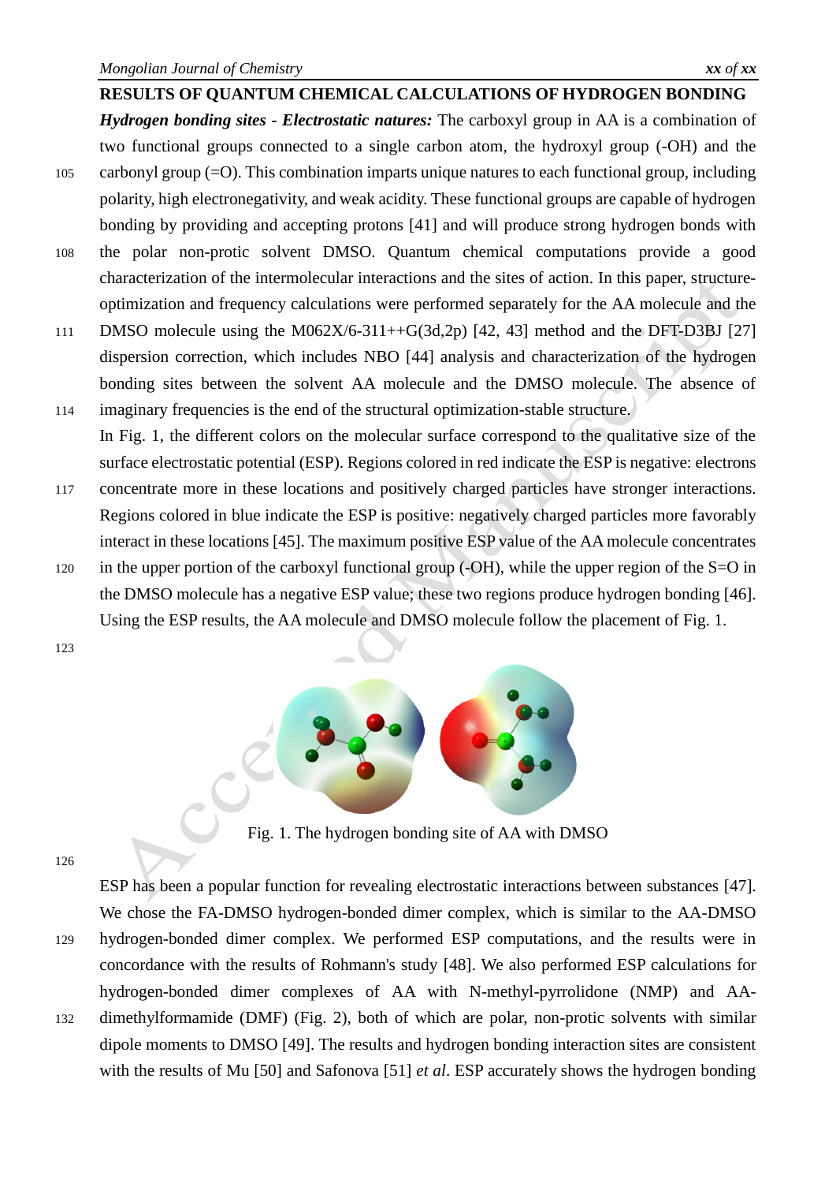## RESULTS OF QUANTUM CHEMICAL CALCULATIONS OF HYDROGEN BONDING

***Hydrogen bonding sites - Electrostatic natures:*** The carboxyl group in AA is a combination of two functional groups connected to a single carbon atom, the hydroxyl group (-OH) and the carbonyl group (=O). This combination imparts unique natures to each functional group, including polarity, high electronegativity, and weak acidity. These functional groups are capable of hydrogen bonding by providing and accepting protons [41] and will produce strong hydrogen bonds with the polar non-protic solvent DMSO. Quantum chemical computations provide a good characterization of the intermolecular interactions and the sites of action. In this paper, structure-optimization and frequency calculations were performed separately for the AA molecule and the DMSO molecule using the M062X/6-311++G(3d,2p) [42, 43] method and the DFT-D3BJ [27] dispersion correction, which includes NBO [44] analysis and characterization of the hydrogen bonding sites between the solvent AA molecule and the DMSO molecule. The absence of imaginary frequencies is the end of the structural optimization-stable structure.

In Fig. 1, the different colors on the molecular surface correspond to the qualitative size of the surface electrostatic potential (ESP). Regions colored in red indicate the ESP is negative: electrons concentrate more in these locations and positively charged particles have stronger interactions. Regions colored in blue indicate the ESP is positive: negatively charged particles more favorably interact in these locations [45]. The maximum positive ESP value of the AA molecule concentrates in the upper portion of the carboxyl functional group (-OH), while the upper region of the S=O in the DMSO molecule has a negative ESP value; these two regions produce hydrogen bonding [46]. Using the ESP results, the AA molecule and DMSO molecule follow the placement of Fig. 1.

Fig. 1. The hydrogen bonding site of AA with DMSO

ESP has been a popular function for revealing electrostatic interactions between substances [47]. We chose the FA-DMSO hydrogen-bonded dimer complex, which is similar to the AA-DMSO hydrogen-bonded dimer complex. We performed ESP computations, and the results were in concordance with the results of Rohmann's study [48]. We also performed ESP calculations for hydrogen-bonded dimer complexes of AA with N-methyl-pyrrolidone (NMP) and AA-dimethylformamide (DMF) (Fig. 2), both of which are polar, non-protic solvents with similar dipole moments to DMSO [49]. The results and hydrogen bonding interaction sites are consistent with the results of Mu [50] and Safonova [51] *et al*. ESP accurately shows the hydrogen bonding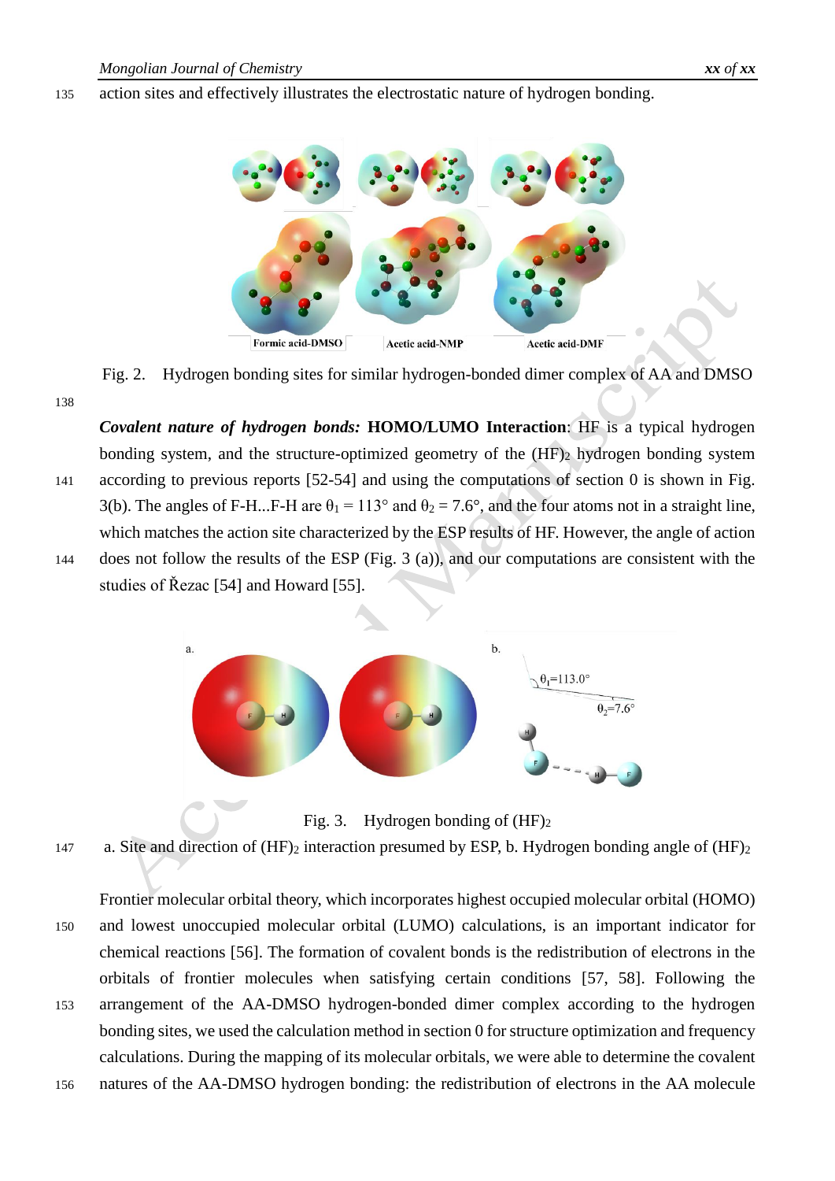action sites and effectively illustrates the electrostatic nature of hydrogen bonding.

Fig. 2. Hydrogen bonding sites for similar hydrogen-bonded dimer complex of AA and DMSO

***Covalent nature of hydrogen bonds:*** **HOMO/LUMO Interaction**: HF is a typical hydrogen bonding system, and the structure-optimized geometry of the $(HF)_2$ hydrogen bonding system according to previous reports [52-54] and using the computations of section 0 is shown in Fig. 3(b). The angles of F-H...F-H are $\theta_1 = 113°$ and $\theta_2 = 7.6°$, and the four atoms not in a straight line, which matches the action site characterized by the ESP results of HF. However, the angle of action does not follow the results of the ESP (Fig. 3 (a)), and our computations are consistent with the studies of Řezac [54] and Howard [55].

Fig. 3. Hydrogen bonding of $(HF)_2$

a. Site and direction of $(HF)_2$ interaction presumed by ESP, b. Hydrogen bonding angle of $(HF)_2$

Frontier molecular orbital theory, which incorporates highest occupied molecular orbital (HOMO) and lowest unoccupied molecular orbital (LUMO) calculations, is an important indicator for chemical reactions [56]. The formation of covalent bonds is the redistribution of electrons in the orbitals of frontier molecules when satisfying certain conditions [57, 58]. Following the arrangement of the AA-DMSO hydrogen-bonded dimer complex according to the hydrogen bonding sites, we used the calculation method in section 0 for structure optimization and frequency calculations. During the mapping of its molecular orbitals, we were able to determine the covalent natures of the AA-DMSO hydrogen bonding: the redistribution of electrons in the AA molecule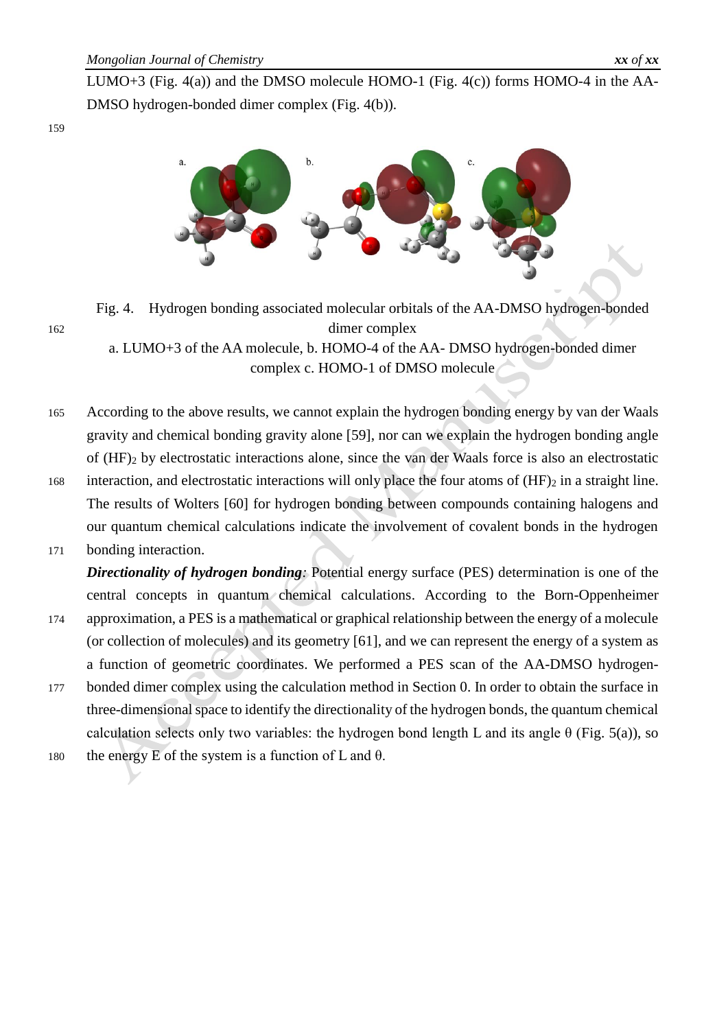LUMO+3 (Fig. 4(a)) and the DMSO molecule HOMO-1 (Fig. 4(c)) forms HOMO-4 in the AA-DMSO hydrogen-bonded dimer complex (Fig. 4(b)).

Fig. 4. Hydrogen bonding associated molecular orbitals of the AA-DMSO hydrogen-bonded dimer complex

a. LUMO+3 of the AA molecule, b. HOMO-4 of the AA- DMSO hydrogen-bonded dimer complex c. HOMO-1 of DMSO molecule

According to the above results, we cannot explain the hydrogen bonding energy by van der Waals gravity and chemical bonding gravity alone [59], nor can we explain the hydrogen bonding angle of $(HF)_2$ by electrostatic interactions alone, since the van der Waals force is also an electrostatic interaction, and electrostatic interactions will only place the four atoms of $(HF)_2$ in a straight line. The results of Wolters [60] for hydrogen bonding between compounds containing halogens and our quantum chemical calculations indicate the involvement of covalent bonds in the hydrogen bonding interaction.

***Directionality of hydrogen bonding***: Potential energy surface (PES) determination is one of the central concepts in quantum chemical calculations. According to the Born-Oppenheimer approximation, a PES is a mathematical or graphical relationship between the energy of a molecule (or collection of molecules) and its geometry [61], and we can represent the energy of a system as a function of geometric coordinates. We performed a PES scan of the AA-DMSO hydrogen-bonded dimer complex using the calculation method in Section 0. In order to obtain the surface in three-dimensional space to identify the directionality of the hydrogen bonds, the quantum chemical calculation selects only two variables: the hydrogen bond length L and its angle θ (Fig. 5(a)), so the energy E of the system is a function of L and θ.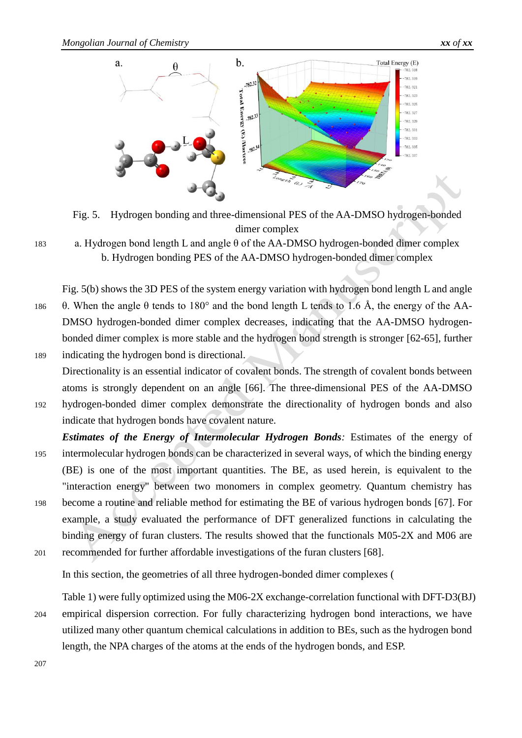Fig. 5. Hydrogen bonding and three-dimensional PES of the AA-DMSO hydrogen-bonded dimer complex

a. Hydrogen bond length L and angle θ of the AA-DMSO hydrogen-bonded dimer complex
b. Hydrogen bonding PES of the AA-DMSO hydrogen-bonded dimer complex

Fig. 5(b) shows the 3D PES of the system energy variation with hydrogen bond length L and angle θ. When the angle θ tends to 180° and the bond length L tends to 1.6 Å, the energy of the AA-DMSO hydrogen-bonded dimer complex decreases, indicating that the AA-DMSO hydrogen-bonded dimer complex is more stable and the hydrogen bond strength is stronger [62-65], further indicating the hydrogen bond is directional.

Directionality is an essential indicator of covalent bonds. The strength of covalent bonds between atoms is strongly dependent on an angle [66]. The three-dimensional PES of the AA-DMSO hydrogen-bonded dimer complex demonstrate the directionality of hydrogen bonds and also indicate that hydrogen bonds have covalent nature.

***Estimates of the Energy of Intermolecular Hydrogen Bonds****:* Estimates of the energy of intermolecular hydrogen bonds can be characterized in several ways, of which the binding energy (BE) is one of the most important quantities. The BE, as used herein, is equivalent to the "interaction energy" between two monomers in complex geometry. Quantum chemistry has become a routine and reliable method for estimating the BE of various hydrogen bonds [67]. For example, a study evaluated the performance of DFT generalized functions in calculating the binding energy of furan clusters. The results showed that the functionals M05-2X and M06 are recommended for further affordable investigations of the furan clusters [68].

In this section, the geometries of all three hydrogen-bonded dimer complexes (

Table 1) were fully optimized using the M06-2X exchange-correlation functional with DFT-D3(BJ) empirical dispersion correction. For fully characterizing hydrogen bond interactions, we have utilized many other quantum chemical calculations in addition to BEs, such as the hydrogen bond length, the NPA charges of the atoms at the ends of the hydrogen bonds, and ESP.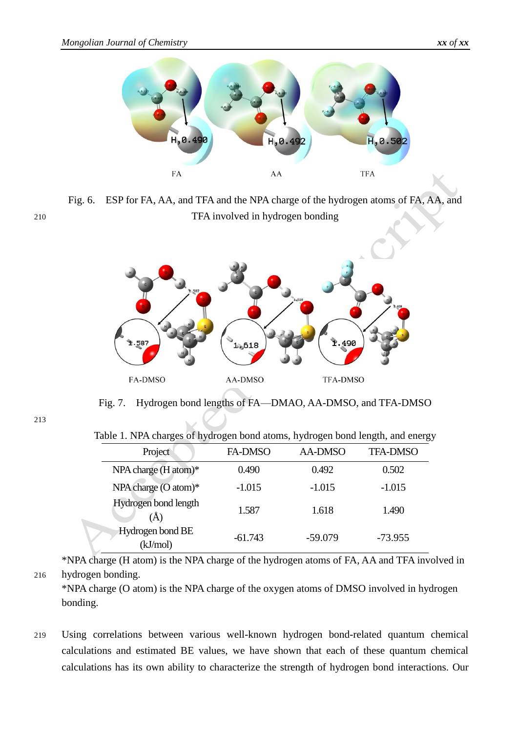Fig. 6. ESP for FA, AA, and TFA and the NPA charge of the hydrogen atoms of FA, AA, and TFA involved in hydrogen bonding

Fig. 7. Hydrogen bond lengths of FA—DMAO, AA-DMSO, and TFA-DMSO

Table 1. NPA charges of hydrogen bond atoms, hydrogen bond length, and energy

| Project | FA-DMSO | AA-DMSO | TFA-DMSO |
|---|---|---|---|
| NPA charge (H atom)* | 0.490 | 0.492 | 0.502 |
| NPA charge (O atom)* | -1.015 | -1.015 | -1.015 |
| Hydrogen bond length (Å) | 1.587 | 1.618 | 1.490 |
| Hydrogen bond BE (kJ/mol) | -61.743 | -59.079 | -73.955 |

*NPA charge (H atom) is the NPA charge of the hydrogen atoms of FA, AA and TFA involved in hydrogen bonding.

*NPA charge (O atom) is the NPA charge of the oxygen atoms of DMSO involved in hydrogen bonding.

Using correlations between various well-known hydrogen bond-related quantum chemical calculations and estimated BE values, we have shown that each of these quantum chemical calculations has its own ability to characterize the strength of hydrogen bond interactions. Our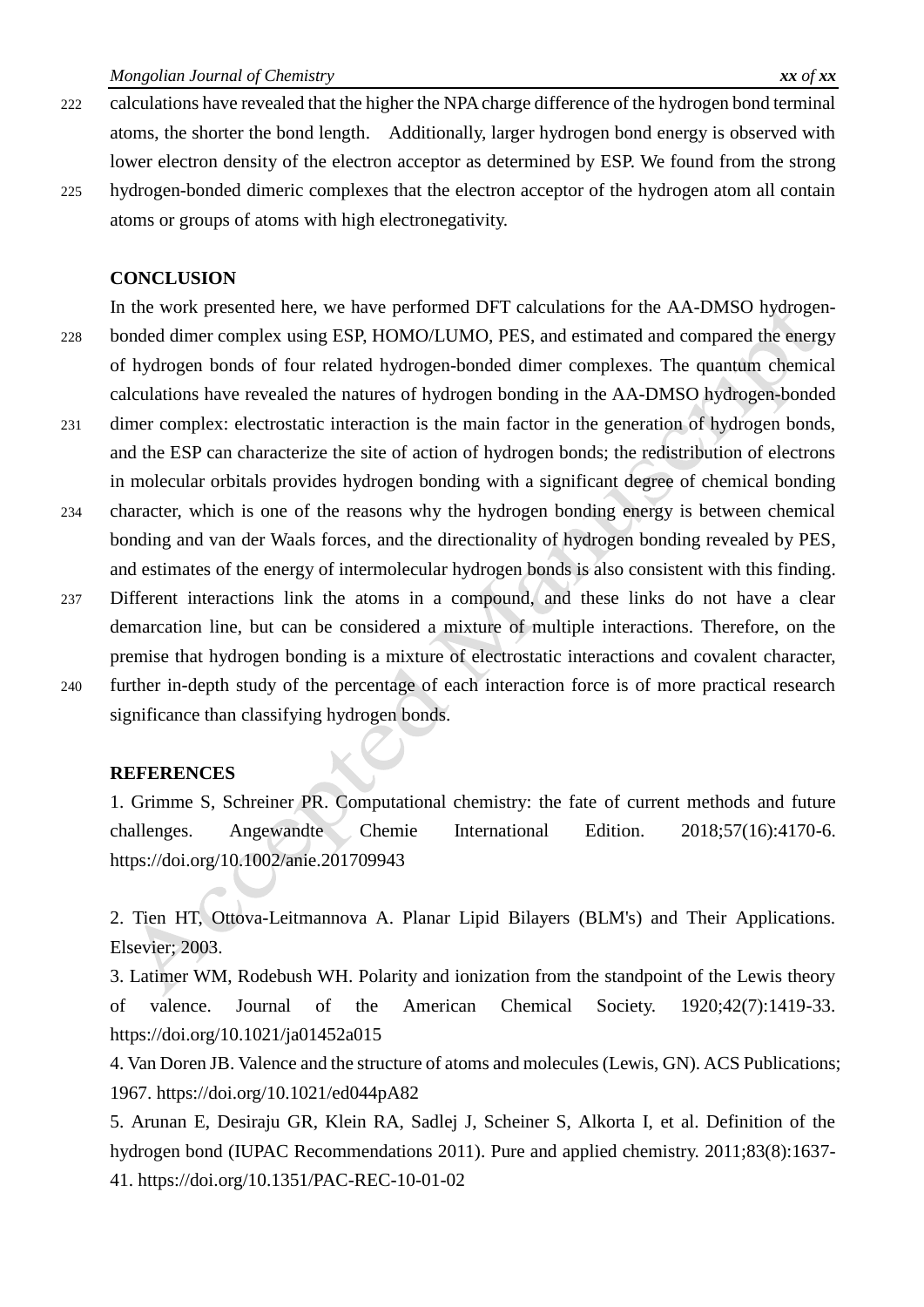calculations have revealed that the higher the NPA charge difference of the hydrogen bond terminal atoms, the shorter the bond length. Additionally, larger hydrogen bond energy is observed with lower electron density of the electron acceptor as determined by ESP. We found from the strong hydrogen-bonded dimeric complexes that the electron acceptor of the hydrogen atom all contain atoms or groups of atoms with high electronegativity.

## CONCLUSION

In the work presented here, we have performed DFT calculations for the AA-DMSO hydrogen-bonded dimer complex using ESP, HOMO/LUMO, PES, and estimated and compared the energy of hydrogen bonds of four related hydrogen-bonded dimer complexes. The quantum chemical calculations have revealed the natures of hydrogen bonding in the AA-DMSO hydrogen-bonded dimer complex: electrostatic interaction is the main factor in the generation of hydrogen bonds, and the ESP can characterize the site of action of hydrogen bonds; the redistribution of electrons in molecular orbitals provides hydrogen bonding with a significant degree of chemical bonding character, which is one of the reasons why the hydrogen bonding energy is between chemical bonding and van der Waals forces, and the directionality of hydrogen bonding revealed by PES, and estimates of the energy of intermolecular hydrogen bonds is also consistent with this finding. Different interactions link the atoms in a compound, and these links do not have a clear demarcation line, but can be considered a mixture of multiple interactions. Therefore, on the premise that hydrogen bonding is a mixture of electrostatic interactions and covalent character, further in-depth study of the percentage of each interaction force is of more practical research significance than classifying hydrogen bonds.

## REFERENCES

1. Grimme S, Schreiner PR. Computational chemistry: the fate of current methods and future challenges. Angewandte Chemie International Edition. 2018;57(16):4170-6. https://doi.org/10.1002/anie.201709943

2. Tien HT, Ottova-Leitmannova A. Planar Lipid Bilayers (BLM's) and Their Applications. Elsevier; 2003.

3. Latimer WM, Rodebush WH. Polarity and ionization from the standpoint of the Lewis theory of valence. Journal of the American Chemical Society. 1920;42(7):1419-33. https://doi.org/10.1021/ja01452a015

4. Van Doren JB. Valence and the structure of atoms and molecules (Lewis, GN). ACS Publications; 1967. https://doi.org/10.1021/ed044pA82

5. Arunan E, Desiraju GR, Klein RA, Sadlej J, Scheiner S, Alkorta I, et al. Definition of the hydrogen bond (IUPAC Recommendations 2011). Pure and applied chemistry. 2011;83(8):1637-41. https://doi.org/10.1351/PAC-REC-10-01-02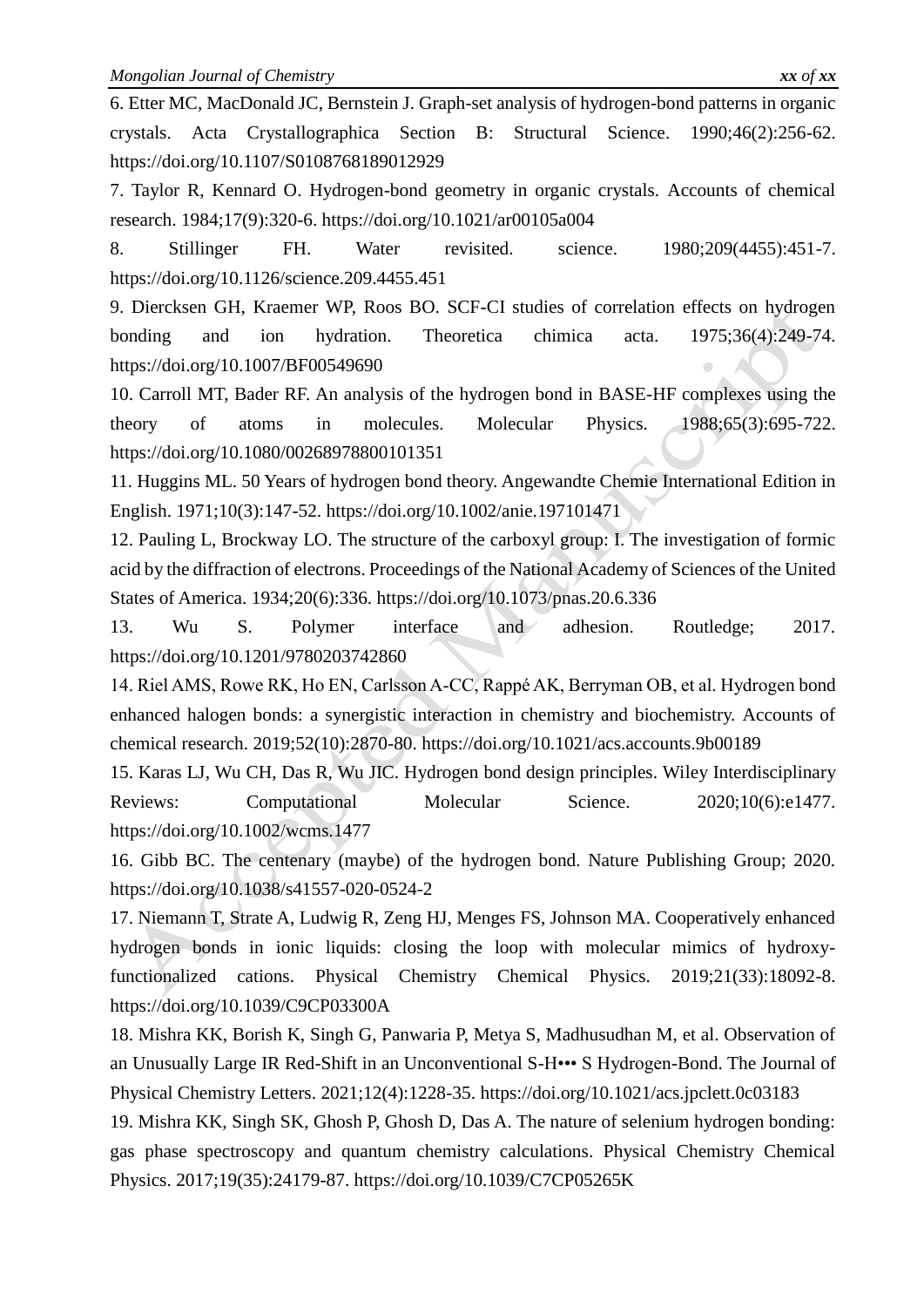6. Etter MC, MacDonald JC, Bernstein J. Graph-set analysis of hydrogen-bond patterns in organic crystals. Acta Crystallographica Section B: Structural Science. 1990;46(2):256-62. https://doi.org/10.1107/S0108768189012929

7. Taylor R, Kennard O. Hydrogen-bond geometry in organic crystals. Accounts of chemical research. 1984;17(9):320-6. https://doi.org/10.1021/ar00105a004

8. Stillinger FH. Water revisited. science. 1980;209(4455):451-7. https://doi.org/10.1126/science.209.4455.451

9. Diercksen GH, Kraemer WP, Roos BO. SCF-CI studies of correlation effects on hydrogen bonding and ion hydration. Theoretica chimica acta. 1975;36(4):249-74. https://doi.org/10.1007/BF00549690

10. Carroll MT, Bader RF. An analysis of the hydrogen bond in BASE-HF complexes using the theory of atoms in molecules. Molecular Physics. 1988;65(3):695-722. https://doi.org/10.1080/00268978800101351

11. Huggins ML. 50 Years of hydrogen bond theory. Angewandte Chemie International Edition in English. 1971;10(3):147-52. https://doi.org/10.1002/anie.197101471

12. Pauling L, Brockway LO. The structure of the carboxyl group: I. The investigation of formic acid by the diffraction of electrons. Proceedings of the National Academy of Sciences of the United States of America. 1934;20(6):336. https://doi.org/10.1073/pnas.20.6.336

13. Wu S. Polymer interface and adhesion. Routledge; 2017. https://doi.org/10.1201/9780203742860

14. Riel AMS, Rowe RK, Ho EN, Carlsson A-CC, Rappé AK, Berryman OB, et al. Hydrogen bond enhanced halogen bonds: a synergistic interaction in chemistry and biochemistry. Accounts of chemical research. 2019;52(10):2870-80. https://doi.org/10.1021/acs.accounts.9b00189

15. Karas LJ, Wu CH, Das R, Wu JIC. Hydrogen bond design principles. Wiley Interdisciplinary Reviews: Computational Molecular Science. 2020;10(6):e1477. https://doi.org/10.1002/wcms.1477

16. Gibb BC. The centenary (maybe) of the hydrogen bond. Nature Publishing Group; 2020. https://doi.org/10.1038/s41557-020-0524-2

17. Niemann T, Strate A, Ludwig R, Zeng HJ, Menges FS, Johnson MA. Cooperatively enhanced hydrogen bonds in ionic liquids: closing the loop with molecular mimics of hydroxy-functionalized cations. Physical Chemistry Chemical Physics. 2019;21(33):18092-8. https://doi.org/10.1039/C9CP03300A

18. Mishra KK, Borish K, Singh G, Panwaria P, Metya S, Madhusudhan M, et al. Observation of an Unusually Large IR Red-Shift in an Unconventional S-H••• S Hydrogen-Bond. The Journal of Physical Chemistry Letters. 2021;12(4):1228-35. https://doi.org/10.1021/acs.jpclett.0c03183

19. Mishra KK, Singh SK, Ghosh P, Ghosh D, Das A. The nature of selenium hydrogen bonding: gas phase spectroscopy and quantum chemistry calculations. Physical Chemistry Chemical Physics. 2017;19(35):24179-87. https://doi.org/10.1039/C7CP05265K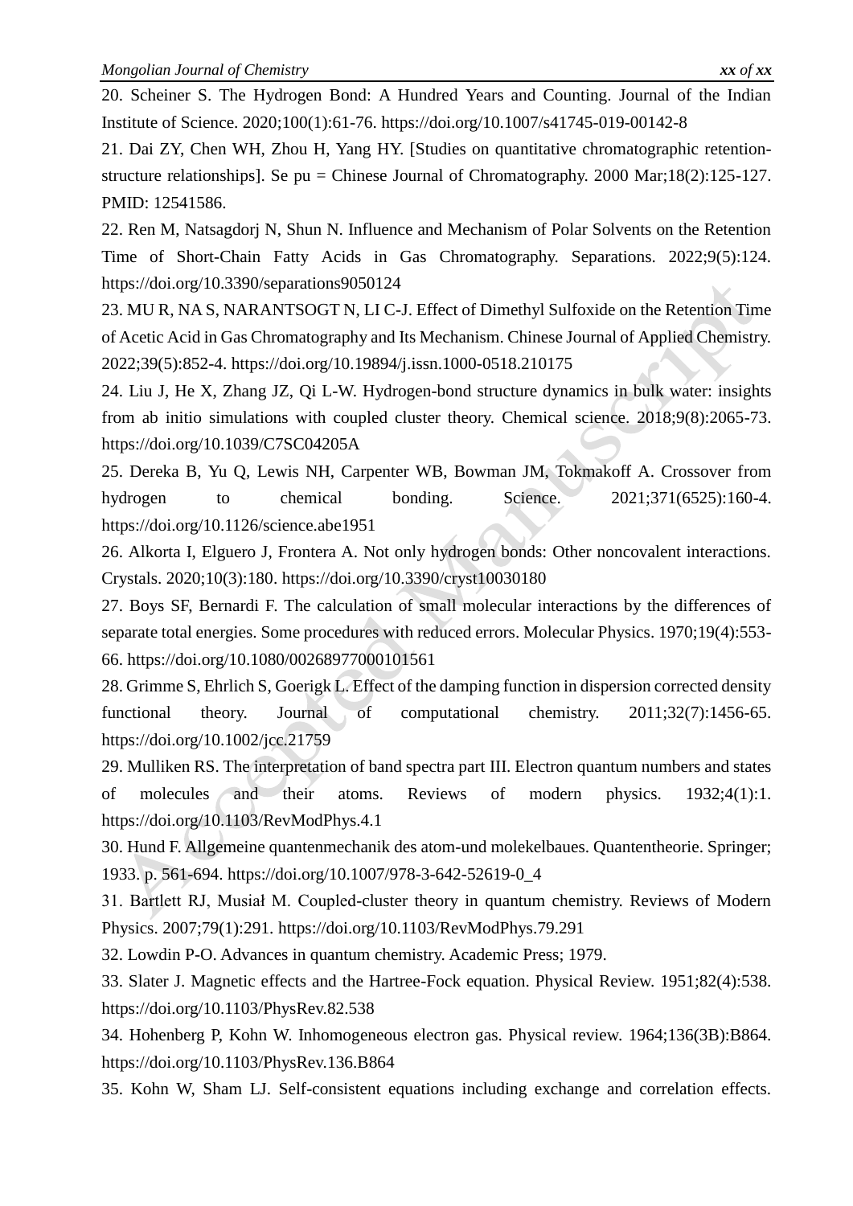20. Scheiner S. The Hydrogen Bond: A Hundred Years and Counting. Journal of the Indian Institute of Science. 2020;100(1):61-76. https://doi.org/10.1007/s41745-019-00142-8

21. Dai ZY, Chen WH, Zhou H, Yang HY. [Studies on quantitative chromatographic retention-structure relationships]. Se pu = Chinese Journal of Chromatography. 2000 Mar;18(2):125-127. PMID: 12541586.

22. Ren M, Natsagdorj N, Shun N. Influence and Mechanism of Polar Solvents on the Retention Time of Short-Chain Fatty Acids in Gas Chromatography. Separations. 2022;9(5):124. https://doi.org/10.3390/separations9050124

23. MU R, NA S, NARANTSOGT N, LI C-J. Effect of Dimethyl Sulfoxide on the Retention Time of Acetic Acid in Gas Chromatography and Its Mechanism. Chinese Journal of Applied Chemistry. 2022;39(5):852-4. https://doi.org/10.19894/j.issn.1000-0518.210175

24. Liu J, He X, Zhang JZ, Qi L-W. Hydrogen-bond structure dynamics in bulk water: insights from ab initio simulations with coupled cluster theory. Chemical science. 2018;9(8):2065-73. https://doi.org/10.1039/C7SC04205A

25. Dereka B, Yu Q, Lewis NH, Carpenter WB, Bowman JM, Tokmakoff A. Crossover from hydrogen to chemical bonding. Science. 2021;371(6525):160-4. https://doi.org/10.1126/science.abe1951

26. Alkorta I, Elguero J, Frontera A. Not only hydrogen bonds: Other noncovalent interactions. Crystals. 2020;10(3):180. https://doi.org/10.3390/cryst10030180

27. Boys SF, Bernardi F. The calculation of small molecular interactions by the differences of separate total energies. Some procedures with reduced errors. Molecular Physics. 1970;19(4):553-66. https://doi.org/10.1080/00268977000101561

28. Grimme S, Ehrlich S, Goerigk L. Effect of the damping function in dispersion corrected density functional theory. Journal of computational chemistry. 2011;32(7):1456-65. https://doi.org/10.1002/jcc.21759

29. Mulliken RS. The interpretation of band spectra part III. Electron quantum numbers and states of molecules and their atoms. Reviews of modern physics. 1932;4(1):1. https://doi.org/10.1103/RevModPhys.4.1

30. Hund F. Allgemeine quantenmechanik des atom-und molekelbaues. Quantentheorie. Springer; 1933. p. 561-694. https://doi.org/10.1007/978-3-642-52619-0_4

31. Bartlett RJ, Musiał M. Coupled-cluster theory in quantum chemistry. Reviews of Modern Physics. 2007;79(1):291. https://doi.org/10.1103/RevModPhys.79.291

32. Lowdin P-O. Advances in quantum chemistry. Academic Press; 1979.

33. Slater J. Magnetic effects and the Hartree-Fock equation. Physical Review. 1951;82(4):538. https://doi.org/10.1103/PhysRev.82.538

34. Hohenberg P, Kohn W. Inhomogeneous electron gas. Physical review. 1964;136(3B):B864. https://doi.org/10.1103/PhysRev.136.B864

35. Kohn W, Sham LJ. Self-consistent equations including exchange and correlation effects.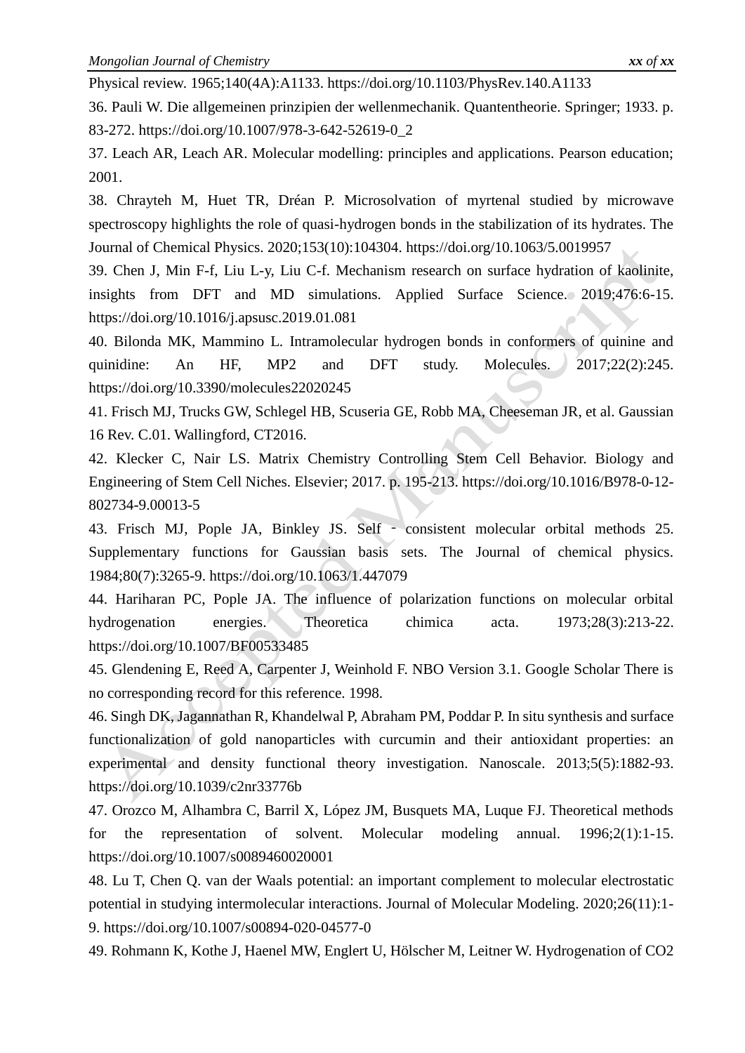Physical review. 1965;140(4A):A1133. https://doi.org/10.1103/PhysRev.140.A1133

36. Pauli W. Die allgemeinen prinzipien der wellenmechanik. Quantentheorie. Springer; 1933. p. 83-272. https://doi.org/10.1007/978-3-642-52619-0_2

37. Leach AR, Leach AR. Molecular modelling: principles and applications. Pearson education; 2001.

38. Chrayteh M, Huet TR, Dréan P. Microsolvation of myrtenal studied by microwave spectroscopy highlights the role of quasi-hydrogen bonds in the stabilization of its hydrates. The Journal of Chemical Physics. 2020;153(10):104304. https://doi.org/10.1063/5.0019957

39. Chen J, Min F-f, Liu L-y, Liu C-f. Mechanism research on surface hydration of kaolinite, insights from DFT and MD simulations. Applied Surface Science. 2019;476:6-15. https://doi.org/10.1016/j.apsusc.2019.01.081

40. Bilonda MK, Mammino L. Intramolecular hydrogen bonds in conformers of quinine and quinidine: An HF, MP2 and DFT study. Molecules. 2017;22(2):245. https://doi.org/10.3390/molecules22020245

41. Frisch MJ, Trucks GW, Schlegel HB, Scuseria GE, Robb MA, Cheeseman JR, et al. Gaussian 16 Rev. C.01. Wallingford, CT2016.

42. Klecker C, Nair LS. Matrix Chemistry Controlling Stem Cell Behavior. Biology and Engineering of Stem Cell Niches. Elsevier; 2017. p. 195-213. https://doi.org/10.1016/B978-0-12-802734-9.00013-5

43. Frisch MJ, Pople JA, Binkley JS. Self‐consistent molecular orbital methods 25. Supplementary functions for Gaussian basis sets. The Journal of chemical physics. 1984;80(7):3265-9. https://doi.org/10.1063/1.447079

44. Hariharan PC, Pople JA. The influence of polarization functions on molecular orbital hydrogenation energies. Theoretica chimica acta. 1973;28(3):213-22. https://doi.org/10.1007/BF00533485

45. Glendening E, Reed A, Carpenter J, Weinhold F. NBO Version 3.1. Google Scholar There is no corresponding record for this reference. 1998.

46. Singh DK, Jagannathan R, Khandelwal P, Abraham PM, Poddar P. In situ synthesis and surface functionalization of gold nanoparticles with curcumin and their antioxidant properties: an experimental and density functional theory investigation. Nanoscale. 2013;5(5):1882-93. https://doi.org/10.1039/c2nr33776b

47. Orozco M, Alhambra C, Barril X, López JM, Busquets MA, Luque FJ. Theoretical methods for the representation of solvent. Molecular modeling annual. 1996;2(1):1-15. https://doi.org/10.1007/s0089460020001

48. Lu T, Chen Q. van der Waals potential: an important complement to molecular electrostatic potential in studying intermolecular interactions. Journal of Molecular Modeling. 2020;26(11):1-9. https://doi.org/10.1007/s00894-020-04577-0

49. Rohmann K, Kothe J, Haenel MW, Englert U, Hölscher M, Leitner W. Hydrogenation of CO2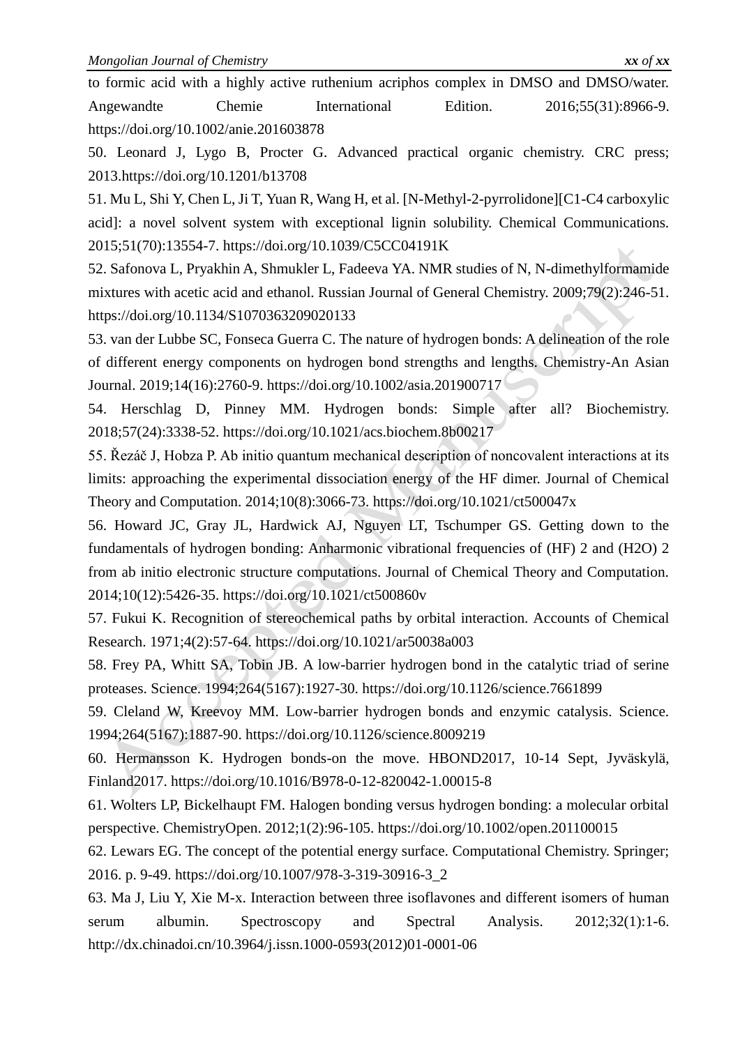to formic acid with a highly active ruthenium acriphos complex in DMSO and DMSO/water. Angewandte Chemie International Edition. 2016;55(31):8966-9. https://doi.org/10.1002/anie.201603878

50. Leonard J, Lygo B, Procter G. Advanced practical organic chemistry. CRC press; 2013.https://doi.org/10.1201/b13708

51. Mu L, Shi Y, Chen L, Ji T, Yuan R, Wang H, et al. [N-Methyl-2-pyrrolidone][C1-C4 carboxylic acid]: a novel solvent system with exceptional lignin solubility. Chemical Communications. 2015;51(70):13554-7. https://doi.org/10.1039/C5CC04191K

52. Safonova L, Pryakhin A, Shmukler L, Fadeeva YA. NMR studies of N, N-dimethylformamide mixtures with acetic acid and ethanol. Russian Journal of General Chemistry. 2009;79(2):246-51. https://doi.org/10.1134/S1070363209020133

53. van der Lubbe SC, Fonseca Guerra C. The nature of hydrogen bonds: A delineation of the role of different energy components on hydrogen bond strengths and lengths. Chemistry-An Asian Journal. 2019;14(16):2760-9. https://doi.org/10.1002/asia.201900717

54. Herschlag D, Pinney MM. Hydrogen bonds: Simple after all? Biochemistry. 2018;57(24):3338-52. https://doi.org/10.1021/acs.biochem.8b00217

55. Řezáč J, Hobza P. Ab initio quantum mechanical description of noncovalent interactions at its limits: approaching the experimental dissociation energy of the HF dimer. Journal of Chemical Theory and Computation. 2014;10(8):3066-73. https://doi.org/10.1021/ct500047x

56. Howard JC, Gray JL, Hardwick AJ, Nguyen LT, Tschumper GS. Getting down to the fundamentals of hydrogen bonding: Anharmonic vibrational frequencies of (HF) 2 and (H2O) 2 from ab initio electronic structure computations. Journal of Chemical Theory and Computation. 2014;10(12):5426-35. https://doi.org/10.1021/ct500860v

57. Fukui K. Recognition of stereochemical paths by orbital interaction. Accounts of Chemical Research. 1971;4(2):57-64. https://doi.org/10.1021/ar50038a003

58. Frey PA, Whitt SA, Tobin JB. A low-barrier hydrogen bond in the catalytic triad of serine proteases. Science. 1994;264(5167):1927-30. https://doi.org/10.1126/science.7661899

59. Cleland W, Kreevoy MM. Low-barrier hydrogen bonds and enzymic catalysis. Science. 1994;264(5167):1887-90. https://doi.org/10.1126/science.8009219

60. Hermansson K. Hydrogen bonds-on the move. HBOND2017, 10-14 Sept, Jyväskylä, Finland2017. https://doi.org/10.1016/B978-0-12-820042-1.00015-8

61. Wolters LP, Bickelhaupt FM. Halogen bonding versus hydrogen bonding: a molecular orbital perspective. ChemistryOpen. 2012;1(2):96-105. https://doi.org/10.1002/open.201100015

62. Lewars EG. The concept of the potential energy surface. Computational Chemistry. Springer; 2016. p. 9-49. https://doi.org/10.1007/978-3-319-30916-3_2

63. Ma J, Liu Y, Xie M-x. Interaction between three isoflavones and different isomers of human serum albumin. Spectroscopy and Spectral Analysis. 2012;32(1):1-6. http://dx.chinadoi.cn/10.3964/j.issn.1000-0593(2012)01-0001-06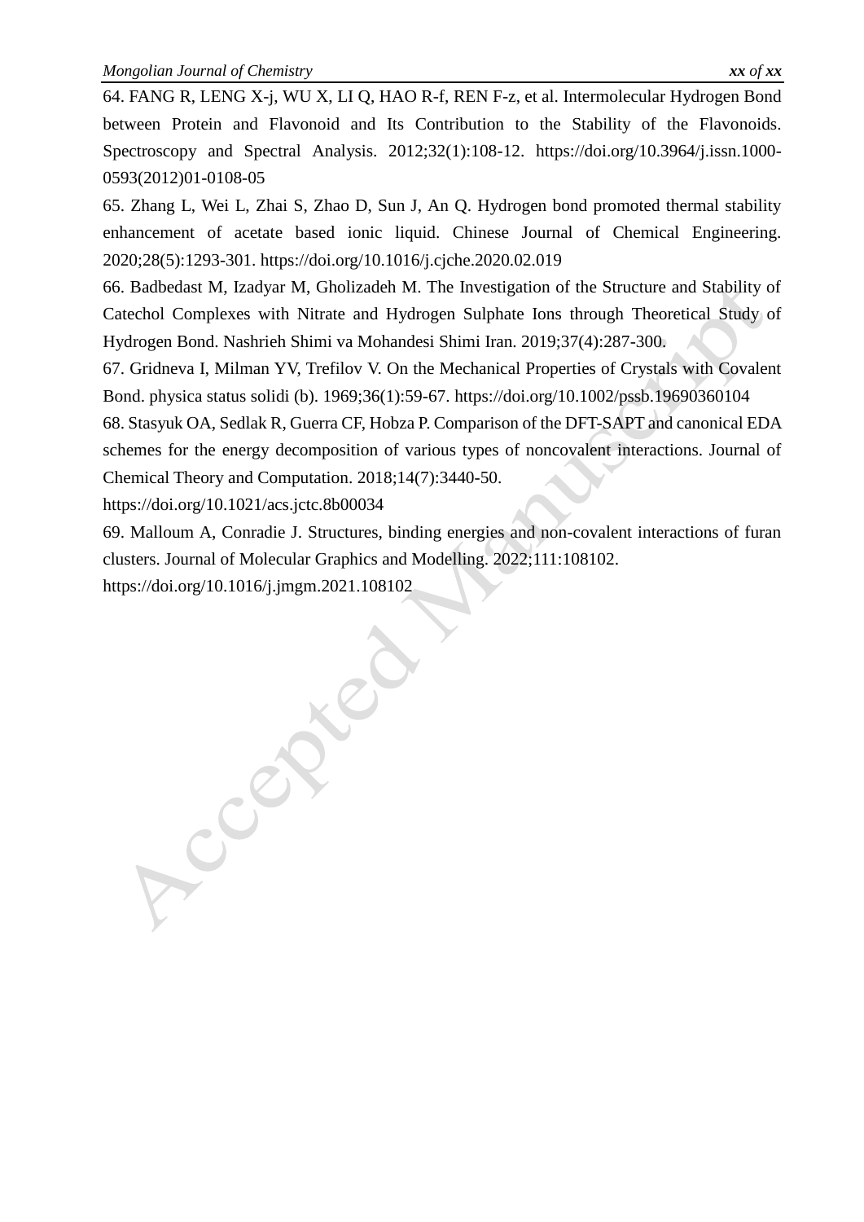64. FANG R, LENG X-j, WU X, LI Q, HAO R-f, REN F-z, et al. Intermolecular Hydrogen Bond between Protein and Flavonoid and Its Contribution to the Stability of the Flavonoids. Spectroscopy and Spectral Analysis. 2012;32(1):108-12. https://doi.org/10.3964/j.issn.1000-0593(2012)01-0108-05

65. Zhang L, Wei L, Zhai S, Zhao D, Sun J, An Q. Hydrogen bond promoted thermal stability enhancement of acetate based ionic liquid. Chinese Journal of Chemical Engineering. 2020;28(5):1293-301. https://doi.org/10.1016/j.cjche.2020.02.019

66. Badbedast M, Izadyar M, Gholizadeh M. The Investigation of the Structure and Stability of Catechol Complexes with Nitrate and Hydrogen Sulphate Ions through Theoretical Study of Hydrogen Bond. Nashrieh Shimi va Mohandesi Shimi Iran. 2019;37(4):287-300.

67. Gridneva I, Milman YV, Trefilov V. On the Mechanical Properties of Crystals with Covalent Bond. physica status solidi (b). 1969;36(1):59-67. https://doi.org/10.1002/pssb.19690360104

68. Stasyuk OA, Sedlak R, Guerra CF, Hobza P. Comparison of the DFT-SAPT and canonical EDA schemes for the energy decomposition of various types of noncovalent interactions. Journal of Chemical Theory and Computation. 2018;14(7):3440-50. https://doi.org/10.1021/acs.jctc.8b00034

69. Malloum A, Conradie J. Structures, binding energies and non-covalent interactions of furan clusters. Journal of Molecular Graphics and Modelling. 2022;111:108102. https://doi.org/10.1016/j.jmgm.2021.108102